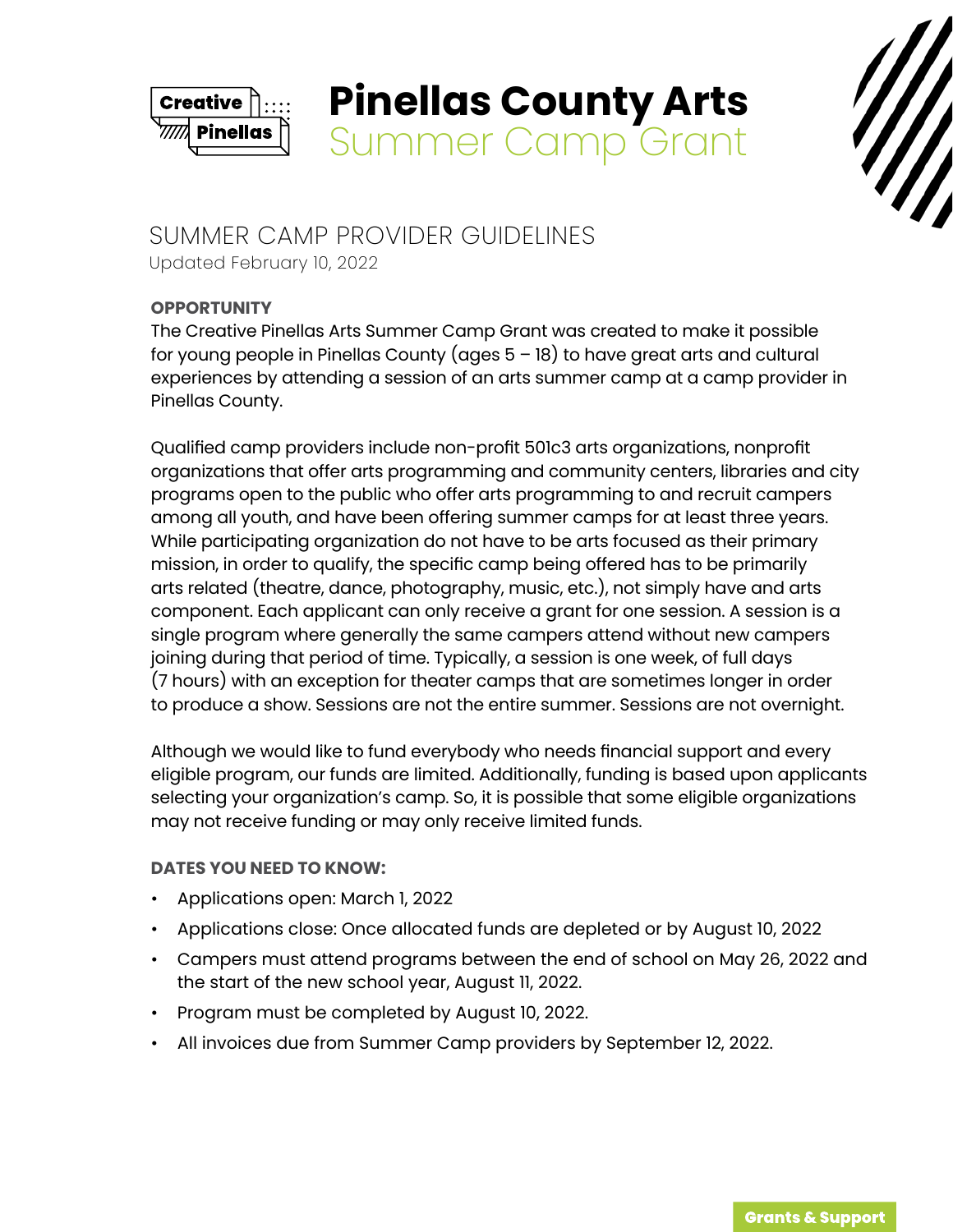# Pinellas County Arts
## Summer Camp Grant

## SUMMER CAMP PROVIDER GUIDELINES

Updated February 10, 2022

### OPPORTUNITY

The Creative Pinellas Arts Summer Camp Grant was created to make it possible for young people in Pinellas County (ages 5 – 18) to have great arts and cultural experiences by attending a session of an arts summer camp at a camp provider in Pinellas County.

Qualified camp providers include non-profit 501c3 arts organizations, nonprofit organizations that offer arts programming and community centers, libraries and city programs open to the public who offer arts programming to and recruit campers among all youth, and have been offering summer camps for at least three years. While participating organization do not have to be arts focused as their primary mission, in order to qualify, the specific camp being offered has to be primarily arts related (theatre, dance, photography, music, etc.), not simply have and arts component. Each applicant can only receive a grant for one session. A session is a single program where generally the same campers attend without new campers joining during that period of time. Typically, a session is one week, of full days (7 hours) with an exception for theater camps that are sometimes longer in order to produce a show. Sessions are not the entire summer. Sessions are not overnight.

Although we would like to fund everybody who needs financial support and every eligible program, our funds are limited. Additionally, funding is based upon applicants selecting your organization's camp. So, it is possible that some eligible organizations may not receive funding or may only receive limited funds.

### DATES YOU NEED TO KNOW:

- Applications open: March 1, 2022
- Applications close: Once allocated funds are depleted or by August 10, 2022
- Campers must attend programs between the end of school on May 26, 2022 and the start of the new school year, August 11, 2022.
- Program must be completed by August 10, 2022.
- All invoices due from Summer Camp providers by September 12, 2022.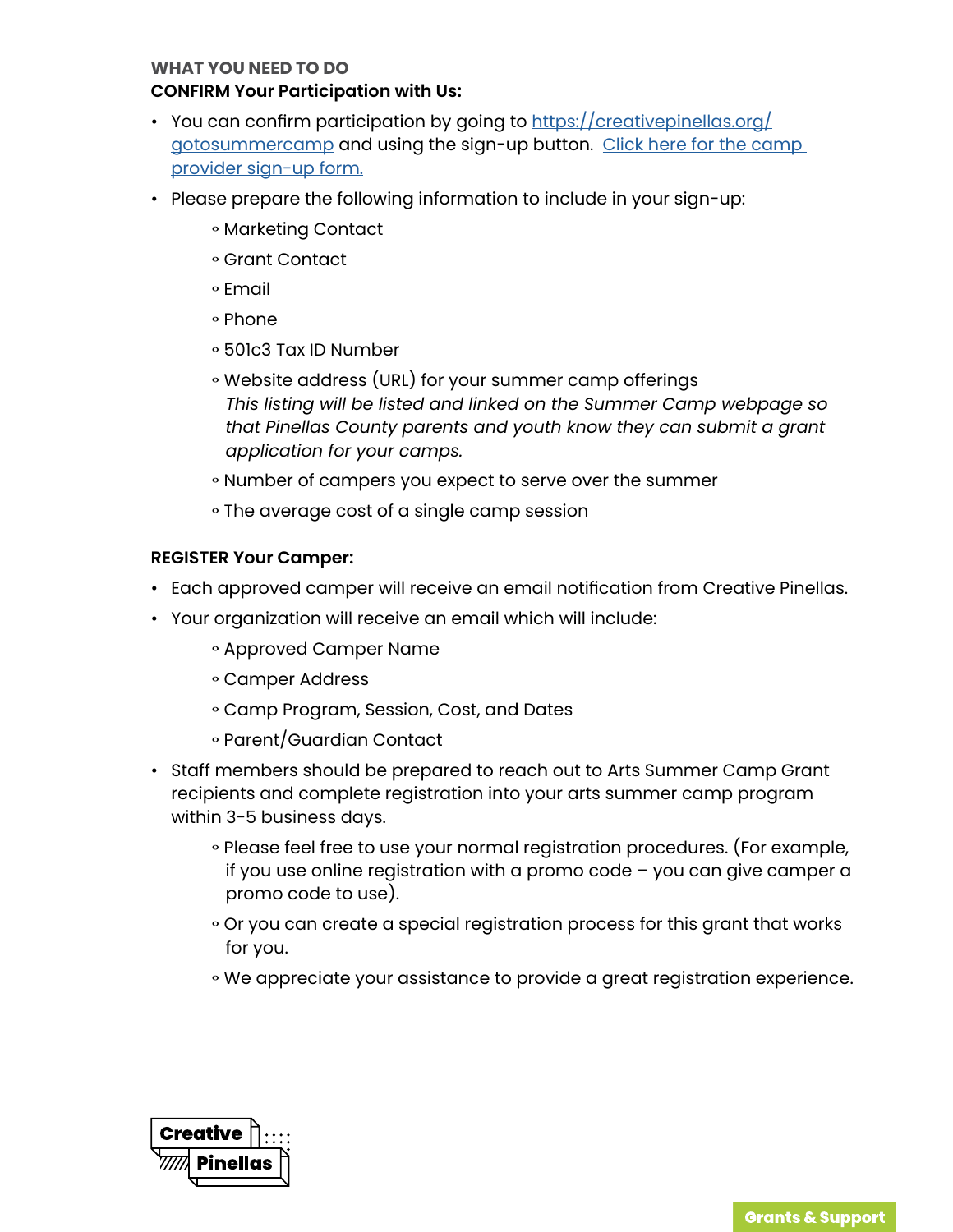**WHAT YOU NEED TO DO**

**CONFIRM Your Participation with Us:**

- You can confirm participation by going to [https://creativepinellas.org/gotosummercamp](https://creativepinellas.org/gotosummercamp) and using the sign-up button. [Click here for the camp provider sign-up form.]()
- Please prepare the following information to include in your sign-up:
  - Marketing Contact
  - Grant Contact
  - Email
  - Phone
  - 501c3 Tax ID Number
  - Website address (URL) for your summer camp offerings
    *This listing will be listed and linked on the Summer Camp webpage so that Pinellas County parents and youth know they can submit a grant application for your camps.*
  - Number of campers you expect to serve over the summer
  - The average cost of a single camp session

**REGISTER Your Camper:**

- Each approved camper will receive an email notification from Creative Pinellas.
- Your organization will receive an email which will include:
  - Approved Camper Name
  - Camper Address
  - Camp Program, Session, Cost, and Dates
  - Parent/Guardian Contact
- Staff members should be prepared to reach out to Arts Summer Camp Grant recipients and complete registration into your arts summer camp program within 3-5 business days.
  - Please feel free to use your normal registration procedures. (For example, if you use online registration with a promo code – you can give camper a promo code to use).
  - Or you can create a special registration process for this grant that works for you.
  - We appreciate your assistance to provide a great registration experience.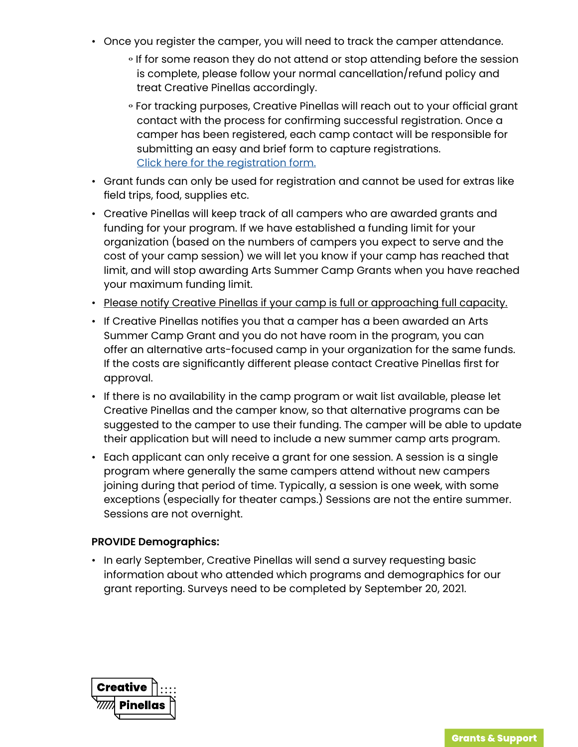- Once you register the camper, you will need to track the camper attendance.
    - If for some reason they do not attend or stop attending before the session is complete, please follow your normal cancellation/refund policy and treat Creative Pinellas accordingly.
    - For tracking purposes, Creative Pinellas will reach out to your official grant contact with the process for confirming successful registration. Once a camper has been registered, each camp contact will be responsible for submitting an easy and brief form to capture registrations. Click here for the registration form.
- Grant funds can only be used for registration and cannot be used for extras like field trips, food, supplies etc.
- Creative Pinellas will keep track of all campers who are awarded grants and funding for your program. If we have established a funding limit for your organization (based on the numbers of campers you expect to serve and the cost of your camp session) we will let you know if your camp has reached that limit, and will stop awarding Arts Summer Camp Grants when you have reached your maximum funding limit.
- Please notify Creative Pinellas if your camp is full or approaching full capacity.
- If Creative Pinellas notifies you that a camper has a been awarded an Arts Summer Camp Grant and you do not have room in the program, you can offer an alternative arts-focused camp in your organization for the same funds. If the costs are significantly different please contact Creative Pinellas first for approval.
- If there is no availability in the camp program or wait list available, please let Creative Pinellas and the camper know, so that alternative programs can be suggested to the camper to use their funding. The camper will be able to update their application but will need to include a new summer camp arts program.
- Each applicant can only receive a grant for one session. A session is a single program where generally the same campers attend without new campers joining during that period of time. Typically, a session is one week, with some exceptions (especially for theater camps.) Sessions are not the entire summer. Sessions are not overnight.

**PROVIDE Demographics:**

- In early September, Creative Pinellas will send a survey requesting basic information about who attended which programs and demographics for our grant reporting. Surveys need to be completed by September 20, 2021.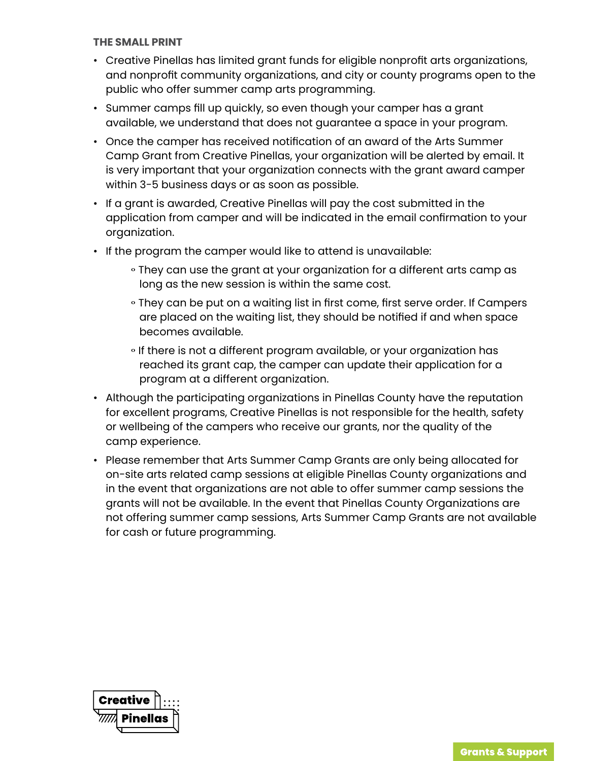### THE SMALL PRINT

- Creative Pinellas has limited grant funds for eligible nonprofit arts organizations, and nonprofit community organizations, and city or county programs open to the public who offer summer camp arts programming.
- Summer camps fill up quickly, so even though your camper has a grant available, we understand that does not guarantee a space in your program.
- Once the camper has received notification of an award of the Arts Summer Camp Grant from Creative Pinellas, your organization will be alerted by email. It is very important that your organization connects with the grant award camper within 3-5 business days or as soon as possible.
- If a grant is awarded, Creative Pinellas will pay the cost submitted in the application from camper and will be indicated in the email confirmation to your organization.
- If the program the camper would like to attend is unavailable:
  - They can use the grant at your organization for a different arts camp as long as the new session is within the same cost.
  - They can be put on a waiting list in first come, first serve order. If Campers are placed on the waiting list, they should be notified if and when space becomes available.
  - If there is not a different program available, or your organization has reached its grant cap, the camper can update their application for a program at a different organization.
- Although the participating organizations in Pinellas County have the reputation for excellent programs, Creative Pinellas is not responsible for the health, safety or wellbeing of the campers who receive our grants, nor the quality of the camp experience.
- Please remember that Arts Summer Camp Grants are only being allocated for on-site arts related camp sessions at eligible Pinellas County organizations and in the event that organizations are not able to offer summer camp sessions the grants will not be available. In the event that Pinellas County Organizations are not offering summer camp sessions, Arts Summer Camp Grants are not available for cash or future programming.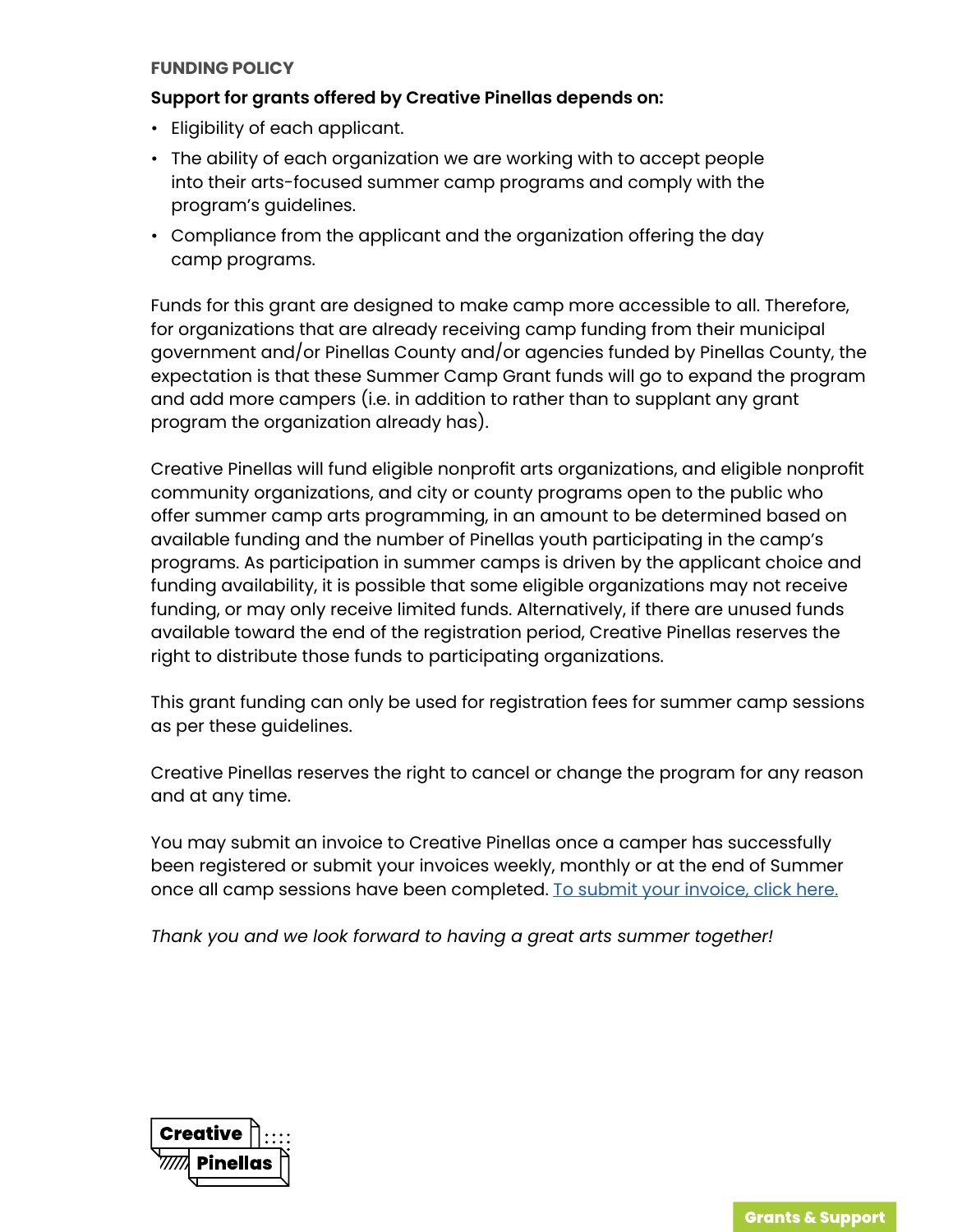## FUNDING POLICY

**Support for grants offered by Creative Pinellas depends on:**

- Eligibility of each applicant.
- The ability of each organization we are working with to accept people into their arts-focused summer camp programs and comply with the program's guidelines.
- Compliance from the applicant and the organization offering the day camp programs.

Funds for this grant are designed to make camp more accessible to all. Therefore, for organizations that are already receiving camp funding from their municipal government and/or Pinellas County and/or agencies funded by Pinellas County, the expectation is that these Summer Camp Grant funds will go to expand the program and add more campers (i.e. in addition to rather than to supplant any grant program the organization already has).

Creative Pinellas will fund eligible nonprofit arts organizations, and eligible nonprofit community organizations, and city or county programs open to the public who offer summer camp arts programming, in an amount to be determined based on available funding and the number of Pinellas youth participating in the camp's programs. As participation in summer camps is driven by the applicant choice and funding availability, it is possible that some eligible organizations may not receive funding, or may only receive limited funds. Alternatively, if there are unused funds available toward the end of the registration period, Creative Pinellas reserves the right to distribute those funds to participating organizations.

This grant funding can only be used for registration fees for summer camp sessions as per these guidelines.

Creative Pinellas reserves the right to cancel or change the program for any reason and at any time.

You may submit an invoice to Creative Pinellas once a camper has successfully been registered or submit your invoices weekly, monthly or at the end of Summer once all camp sessions have been completed. To submit your invoice, click here.

*Thank you and we look forward to having a great arts summer together!*

Creative Pinellas

Grants & Support